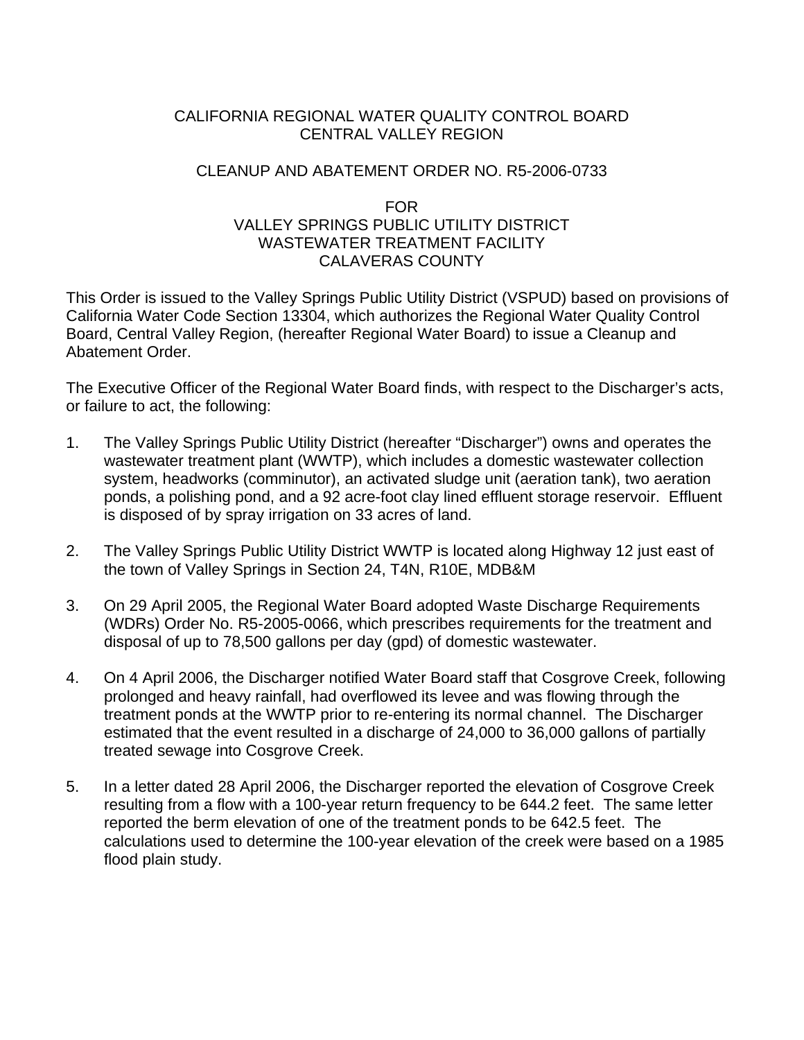CALIFORNIA REGIONAL WATER QUALITY CONTROL BOARD
CENTRAL VALLEY REGION

CLEANUP AND ABATEMENT ORDER NO. R5-2006-0733

FOR
VALLEY SPRINGS PUBLIC UTILITY DISTRICT
WASTEWATER TREATMENT FACILITY
CALAVERAS COUNTY

This Order is issued to the Valley Springs Public Utility District (VSPUD) based on provisions of California Water Code Section 13304, which authorizes the Regional Water Quality Control Board, Central Valley Region, (hereafter Regional Water Board) to issue a Cleanup and Abatement Order.

The Executive Officer of the Regional Water Board finds, with respect to the Discharger's acts, or failure to act, the following:

1. The Valley Springs Public Utility District (hereafter "Discharger") owns and operates the wastewater treatment plant (WWTP), which includes a domestic wastewater collection system, headworks (comminutor), an activated sludge unit (aeration tank), two aeration ponds, a polishing pond, and a 92 acre-foot clay lined effluent storage reservoir. Effluent is disposed of by spray irrigation on 33 acres of land.

2. The Valley Springs Public Utility District WWTP is located along Highway 12 just east of the town of Valley Springs in Section 24, T4N, R10E, MDB&M

3. On 29 April 2005, the Regional Water Board adopted Waste Discharge Requirements (WDRs) Order No. R5-2005-0066, which prescribes requirements for the treatment and disposal of up to 78,500 gallons per day (gpd) of domestic wastewater.

4. On 4 April 2006, the Discharger notified Water Board staff that Cosgrove Creek, following prolonged and heavy rainfall, had overflowed its levee and was flowing through the treatment ponds at the WWTP prior to re-entering its normal channel. The Discharger estimated that the event resulted in a discharge of 24,000 to 36,000 gallons of partially treated sewage into Cosgrove Creek.

5. In a letter dated 28 April 2006, the Discharger reported the elevation of Cosgrove Creek resulting from a flow with a 100-year return frequency to be 644.2 feet. The same letter reported the berm elevation of one of the treatment ponds to be 642.5 feet. The calculations used to determine the 100-year elevation of the creek were based on a 1985 flood plain study.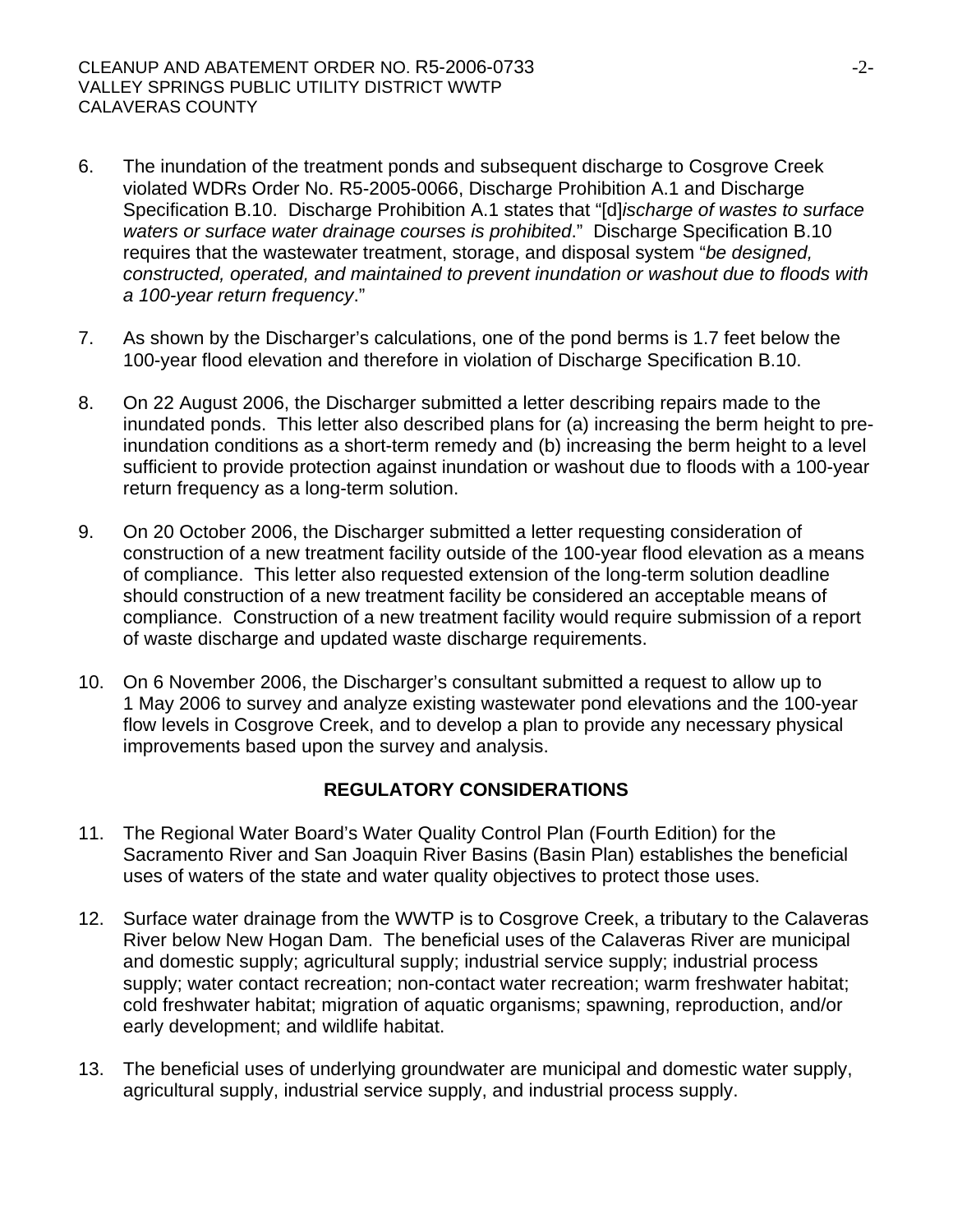6. The inundation of the treatment ponds and subsequent discharge to Cosgrove Creek violated WDRs Order No. R5-2005-0066, Discharge Prohibition A.1 and Discharge Specification B.10. Discharge Prohibition A.1 states that "[d]*ischarge of wastes to surface waters or surface water drainage courses is prohibited*." Discharge Specification B.10 requires that the wastewater treatment, storage, and disposal system "*be designed, constructed, operated, and maintained to prevent inundation or washout due to floods with a 100-year return frequency*."

7. As shown by the Discharger's calculations, one of the pond berms is 1.7 feet below the 100-year flood elevation and therefore in violation of Discharge Specification B.10.

8. On 22 August 2006, the Discharger submitted a letter describing repairs made to the inundated ponds. This letter also described plans for (a) increasing the berm height to pre-inundation conditions as a short-term remedy and (b) increasing the berm height to a level sufficient to provide protection against inundation or washout due to floods with a 100-year return frequency as a long-term solution.

9. On 20 October 2006, the Discharger submitted a letter requesting consideration of construction of a new treatment facility outside of the 100-year flood elevation as a means of compliance. This letter also requested extension of the long-term solution deadline should construction of a new treatment facility be considered an acceptable means of compliance. Construction of a new treatment facility would require submission of a report of waste discharge and updated waste discharge requirements.

10. On 6 November 2006, the Discharger's consultant submitted a request to allow up to 1 May 2006 to survey and analyze existing wastewater pond elevations and the 100-year flow levels in Cosgrove Creek, and to develop a plan to provide any necessary physical improvements based upon the survey and analysis.

## REGULATORY CONSIDERATIONS

11. The Regional Water Board's Water Quality Control Plan (Fourth Edition) for the Sacramento River and San Joaquin River Basins (Basin Plan) establishes the beneficial uses of waters of the state and water quality objectives to protect those uses.

12. Surface water drainage from the WWTP is to Cosgrove Creek, a tributary to the Calaveras River below New Hogan Dam. The beneficial uses of the Calaveras River are municipal and domestic supply; agricultural supply; industrial service supply; industrial process supply; water contact recreation; non-contact water recreation; warm freshwater habitat; cold freshwater habitat; migration of aquatic organisms; spawning, reproduction, and/or early development; and wildlife habitat.

13. The beneficial uses of underlying groundwater are municipal and domestic water supply, agricultural supply, industrial service supply, and industrial process supply.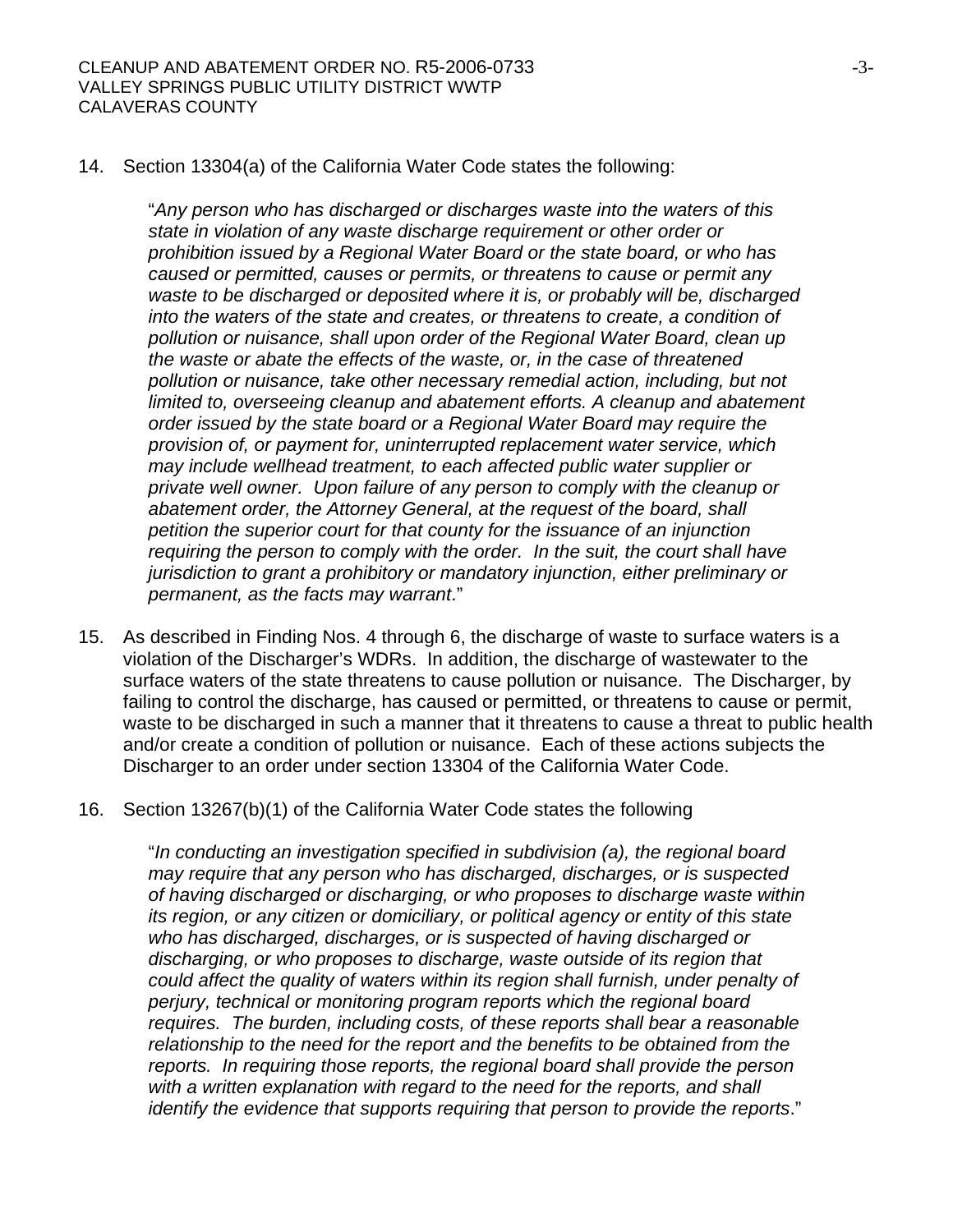14. Section 13304(a) of the California Water Code states the following:

    "*Any person who has discharged or discharges waste into the waters of this state in violation of any waste discharge requirement or other order or prohibition issued by a Regional Water Board or the state board, or who has caused or permitted, causes or permits, or threatens to cause or permit any waste to be discharged or deposited where it is, or probably will be, discharged into the waters of the state and creates, or threatens to create, a condition of pollution or nuisance, shall upon order of the Regional Water Board, clean up the waste or abate the effects of the waste, or, in the case of threatened pollution or nuisance, take other necessary remedial action, including, but not limited to, overseeing cleanup and abatement efforts. A cleanup and abatement order issued by the state board or a Regional Water Board may require the provision of, or payment for, uninterrupted replacement water service, which may include wellhead treatment, to each affected public water supplier or private well owner. Upon failure of any person to comply with the cleanup or abatement order, the Attorney General, at the request of the board, shall petition the superior court for that county for the issuance of an injunction requiring the person to comply with the order. In the suit, the court shall have jurisdiction to grant a prohibitory or mandatory injunction, either preliminary or permanent, as the facts may warrant*."

15. As described in Finding Nos. 4 through 6, the discharge of waste to surface waters is a violation of the Discharger's WDRs. In addition, the discharge of wastewater to the surface waters of the state threatens to cause pollution or nuisance. The Discharger, by failing to control the discharge, has caused or permitted, or threatens to cause or permit, waste to be discharged in such a manner that it threatens to cause a threat to public health and/or create a condition of pollution or nuisance. Each of these actions subjects the Discharger to an order under section 13304 of the California Water Code.

16. Section 13267(b)(1) of the California Water Code states the following

    "*In conducting an investigation specified in subdivision (a), the regional board may require that any person who has discharged, discharges, or is suspected of having discharged or discharging, or who proposes to discharge waste within its region, or any citizen or domiciliary, or political agency or entity of this state who has discharged, discharges, or is suspected of having discharged or discharging, or who proposes to discharge, waste outside of its region that could affect the quality of waters within its region shall furnish, under penalty of perjury, technical or monitoring program reports which the regional board requires. The burden, including costs, of these reports shall bear a reasonable relationship to the need for the report and the benefits to be obtained from the reports. In requiring those reports, the regional board shall provide the person with a written explanation with regard to the need for the reports, and shall identify the evidence that supports requiring that person to provide the reports*."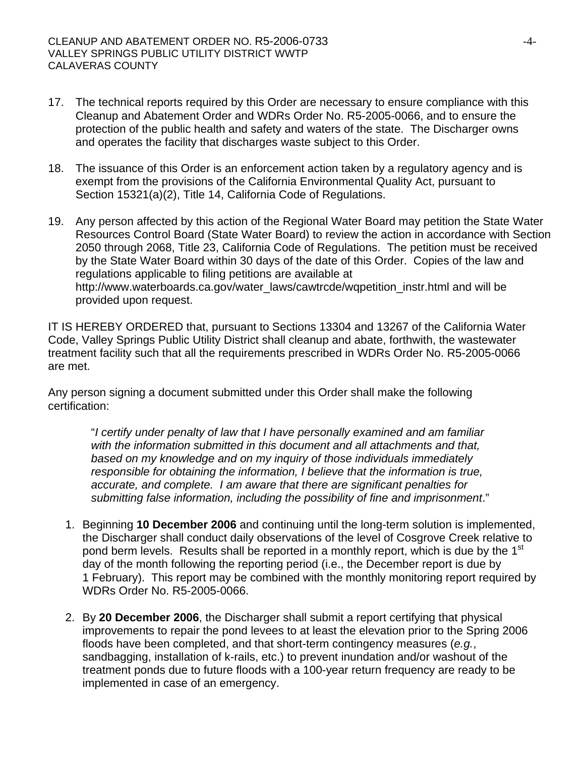17. The technical reports required by this Order are necessary to ensure compliance with this Cleanup and Abatement Order and WDRs Order No. R5-2005-0066, and to ensure the protection of the public health and safety and waters of the state. The Discharger owns and operates the facility that discharges waste subject to this Order.

18. The issuance of this Order is an enforcement action taken by a regulatory agency and is exempt from the provisions of the California Environmental Quality Act, pursuant to Section 15321(a)(2), Title 14, California Code of Regulations.

19. Any person affected by this action of the Regional Water Board may petition the State Water Resources Control Board (State Water Board) to review the action in accordance with Section 2050 through 2068, Title 23, California Code of Regulations. The petition must be received by the State Water Board within 30 days of the date of this Order. Copies of the law and regulations applicable to filing petitions are available at http://www.waterboards.ca.gov/water_laws/cawtrcde/wqpetition_instr.html and will be provided upon request.

IT IS HEREBY ORDERED that, pursuant to Sections 13304 and 13267 of the California Water Code, Valley Springs Public Utility District shall cleanup and abate, forthwith, the wastewater treatment facility such that all the requirements prescribed in WDRs Order No. R5-2005-0066 are met.

Any person signing a document submitted under this Order shall make the following certification:

> "*I certify under penalty of law that I have personally examined and am familiar with the information submitted in this document and all attachments and that, based on my knowledge and on my inquiry of those individuals immediately responsible for obtaining the information, I believe that the information is true, accurate, and complete. I am aware that there are significant penalties for submitting false information, including the possibility of fine and imprisonment*."

1. Beginning **10 December 2006** and continuing until the long-term solution is implemented, the Discharger shall conduct daily observations of the level of Cosgrove Creek relative to pond berm levels. Results shall be reported in a monthly report, which is due by the 1st day of the month following the reporting period (i.e., the December report is due by 1 February). This report may be combined with the monthly monitoring report required by WDRs Order No. R5-2005-0066.

2. By **20 December 2006**, the Discharger shall submit a report certifying that physical improvements to repair the pond levees to at least the elevation prior to the Spring 2006 floods have been completed, and that short-term contingency measures (*e.g.*, sandbagging, installation of k-rails, etc.) to prevent inundation and/or washout of the treatment ponds due to future floods with a 100-year return frequency are ready to be implemented in case of an emergency.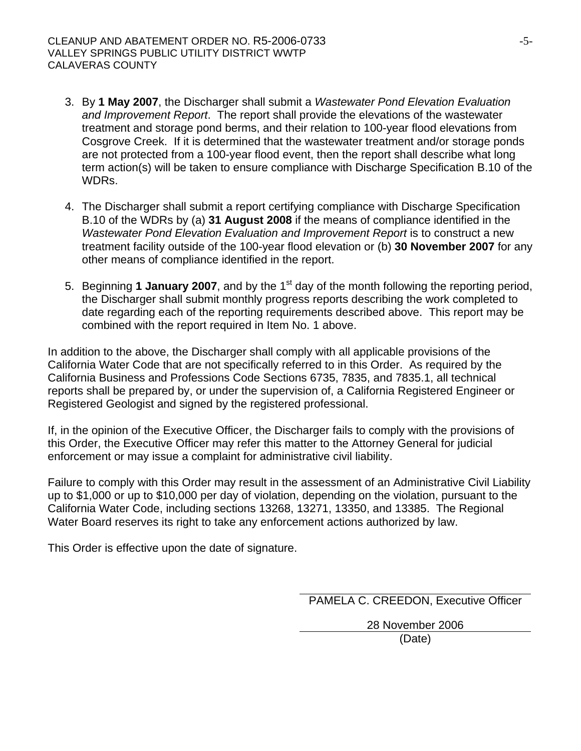3. By **1 May 2007**, the Discharger shall submit a *Wastewater Pond Elevation Evaluation and Improvement Report*. The report shall provide the elevations of the wastewater treatment and storage pond berms, and their relation to 100-year flood elevations from Cosgrove Creek. If it is determined that the wastewater treatment and/or storage ponds are not protected from a 100-year flood event, then the report shall describe what long term action(s) will be taken to ensure compliance with Discharge Specification B.10 of the WDRs.

4. The Discharger shall submit a report certifying compliance with Discharge Specification B.10 of the WDRs by (a) **31 August 2008** if the means of compliance identified in the *Wastewater Pond Elevation Evaluation and Improvement Report* is to construct a new treatment facility outside of the 100-year flood elevation or (b) **30 November 2007** for any other means of compliance identified in the report.

5. Beginning **1 January 2007**, and by the 1st day of the month following the reporting period, the Discharger shall submit monthly progress reports describing the work completed to date regarding each of the reporting requirements described above. This report may be combined with the report required in Item No. 1 above.

In addition to the above, the Discharger shall comply with all applicable provisions of the California Water Code that are not specifically referred to in this Order. As required by the California Business and Professions Code Sections 6735, 7835, and 7835.1, all technical reports shall be prepared by, or under the supervision of, a California Registered Engineer or Registered Geologist and signed by the registered professional.

If, in the opinion of the Executive Officer, the Discharger fails to comply with the provisions of this Order, the Executive Officer may refer this matter to the Attorney General for judicial enforcement or may issue a complaint for administrative civil liability.

Failure to comply with this Order may result in the assessment of an Administrative Civil Liability up to $1,000 or up to $10,000 per day of violation, depending on the violation, pursuant to the California Water Code, including sections 13268, 13271, 13350, and 13385. The Regional Water Board reserves its right to take any enforcement actions authorized by law.

This Order is effective upon the date of signature.

PAMELA C. CREEDON, Executive Officer

28 November 2006

(Date)